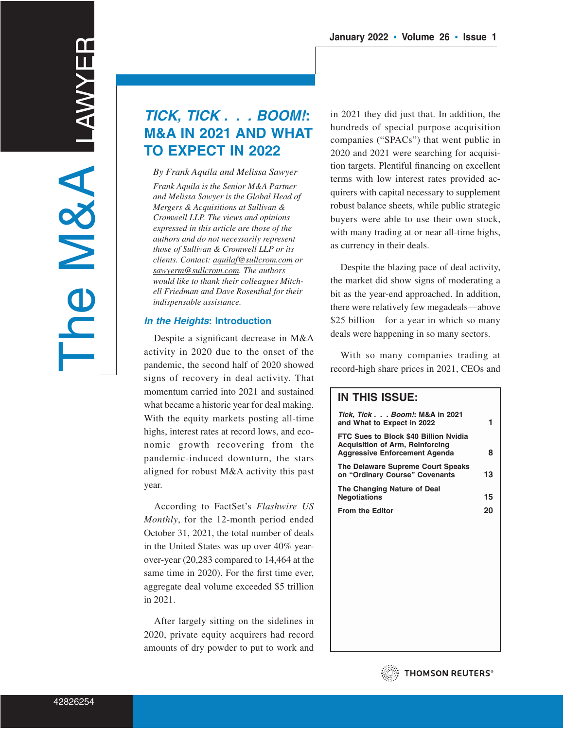# *TICK, TICK . . . BOOM!*: M&A IN 2021 AND WHAT TO EXPECT IN 2022

*By Frank Aquila and Melissa Sawyer*

*Frank Aquila is the Senior M&A Partner and Melissa Sawyer is the Global Head of Mergers & Acquisitions at Sullivan & Cromwell LLP. The views and opinions expressed in this article are those of the authors and do not necessarily represent those of Sullivan & Cromwell LLP or its clients. Contact: aquilaf@sullcrom.com or sawyerm@sullcrom.com. The authors would like to thank their colleagues Mitchell Friedman and Dave Rosenthal for their indispensable assistance.*

## *In the Heights*: Introduction

Despite a significant decrease in M&A activity in 2020 due to the onset of the pandemic, the second half of 2020 showed signs of recovery in deal activity. That momentum carried into 2021 and sustained what became a historic year for deal making. With the equity markets posting all-time highs, interest rates at record lows, and economic growth recovering from the pandemic-induced downturn, the stars aligned for robust M&A activity this past year.

According to FactSet's *Flashwire US Monthly*, for the 12-month period ended October 31, 2021, the total number of deals in the United States was up over 40% year-over-year (20,283 compared to 14,464 at the same time in 2020). For the first time ever, aggregate deal volume exceeded $5 trillion in 2021.

After largely sitting on the sidelines in 2020, private equity acquirers had record amounts of dry powder to put to work and in 2021 they did just that. In addition, the hundreds of special purpose acquisition companies ("SPACs") that went public in 2020 and 2021 were searching for acquisition targets. Plentiful financing on excellent terms with low interest rates provided acquirers with capital necessary to supplement robust balance sheets, while public strategic buyers were able to use their own stock, with many trading at or near all-time highs, as currency in their deals.

Despite the blazing pace of deal activity, the market did show signs of moderating a bit as the year-end approached. In addition, there were relatively few megadeals—above $25 billion—for a year in which so many deals were happening in so many sectors.

With so many companies trading at record-high share prices in 2021, CEOs and

**IN THIS ISSUE:**

| | |
|---|---|
| ***Tick, Tick . . . Boom!*: M&A in 2021 and What to Expect in 2022** | **1** |
| **FTC Sues to Block $40 Billion Nvidia Acquisition of Arm, Reinforcing Aggressive Enforcement Agenda** | **8** |
| **The Delaware Supreme Court Speaks on "Ordinary Course" Covenants** | **13** |
| **The Changing Nature of Deal Negotiations** | **15** |
| **From the Editor** | **20** |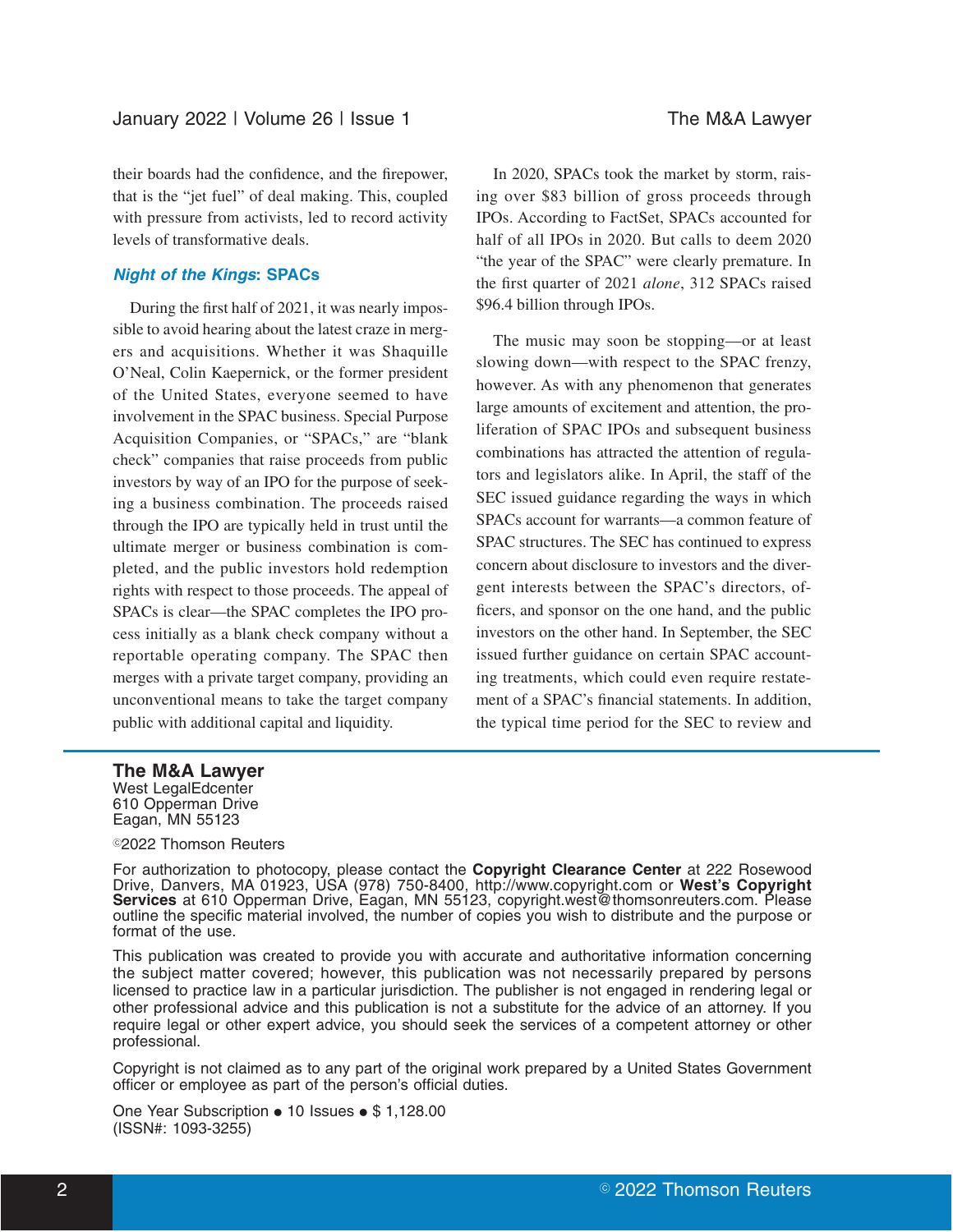their boards had the confidence, and the firepower, that is the "jet fuel" of deal making. This, coupled with pressure from activists, led to record activity levels of transformative deals.

### *Night of the Kings*: SPACs

During the first half of 2021, it was nearly impossible to avoid hearing about the latest craze in mergers and acquisitions. Whether it was Shaquille O'Neal, Colin Kaepernick, or the former president of the United States, everyone seemed to have involvement in the SPAC business. Special Purpose Acquisition Companies, or "SPACs," are "blank check" companies that raise proceeds from public investors by way of an IPO for the purpose of seeking a business combination. The proceeds raised through the IPO are typically held in trust until the ultimate merger or business combination is completed, and the public investors hold redemption rights with respect to those proceeds. The appeal of SPACs is clear—the SPAC completes the IPO process initially as a blank check company without a reportable operating company. The SPAC then merges with a private target company, providing an unconventional means to take the target company public with additional capital and liquidity.

In 2020, SPACs took the market by storm, raising over $83 billion of gross proceeds through IPOs. According to FactSet, SPACs accounted for half of all IPOs in 2020. But calls to deem 2020 "the year of the SPAC" were clearly premature. In the first quarter of 2021 *alone*, 312 SPACs raised $96.4 billion through IPOs.

The music may soon be stopping—or at least slowing down—with respect to the SPAC frenzy, however. As with any phenomenon that generates large amounts of excitement and attention, the proliferation of SPAC IPOs and subsequent business combinations has attracted the attention of regulators and legislators alike. In April, the staff of the SEC issued guidance regarding the ways in which SPACs account for warrants—a common feature of SPAC structures. The SEC has continued to express concern about disclosure to investors and the divergent interests between the SPAC's directors, officers, and sponsor on the one hand, and the public investors on the other hand. In September, the SEC issued further guidance on certain SPAC accounting treatments, which could even require restatement of a SPAC's financial statements. In addition, the typical time period for the SEC to review and

---

**The M&A Lawyer**
West LegalEdcenter
610 Opperman Drive
Eagan, MN 55123

©2022 Thomson Reuters

For authorization to photocopy, please contact the **Copyright Clearance Center** at 222 Rosewood Drive, Danvers, MA 01923, USA (978) 750-8400, http://www.copyright.com or **West's Copyright Services** at 610 Opperman Drive, Eagan, MN 55123, copyright.west@thomsonreuters.com. Please outline the specific material involved, the number of copies you wish to distribute and the purpose or format of the use.

This publication was created to provide you with accurate and authoritative information concerning the subject matter covered; however, this publication was not necessarily prepared by persons licensed to practice law in a particular jurisdiction. The publisher is not engaged in rendering legal or other professional advice and this publication is not a substitute for the advice of an attorney. If you require legal or other expert advice, you should seek the services of a competent attorney or other professional.

Copyright is not claimed as to any part of the original work prepared by a United States Government officer or employee as part of the person's official duties.

One Year Subscription ● 10 Issues ● $ 1,128.00
(ISSN#: 1093-3255)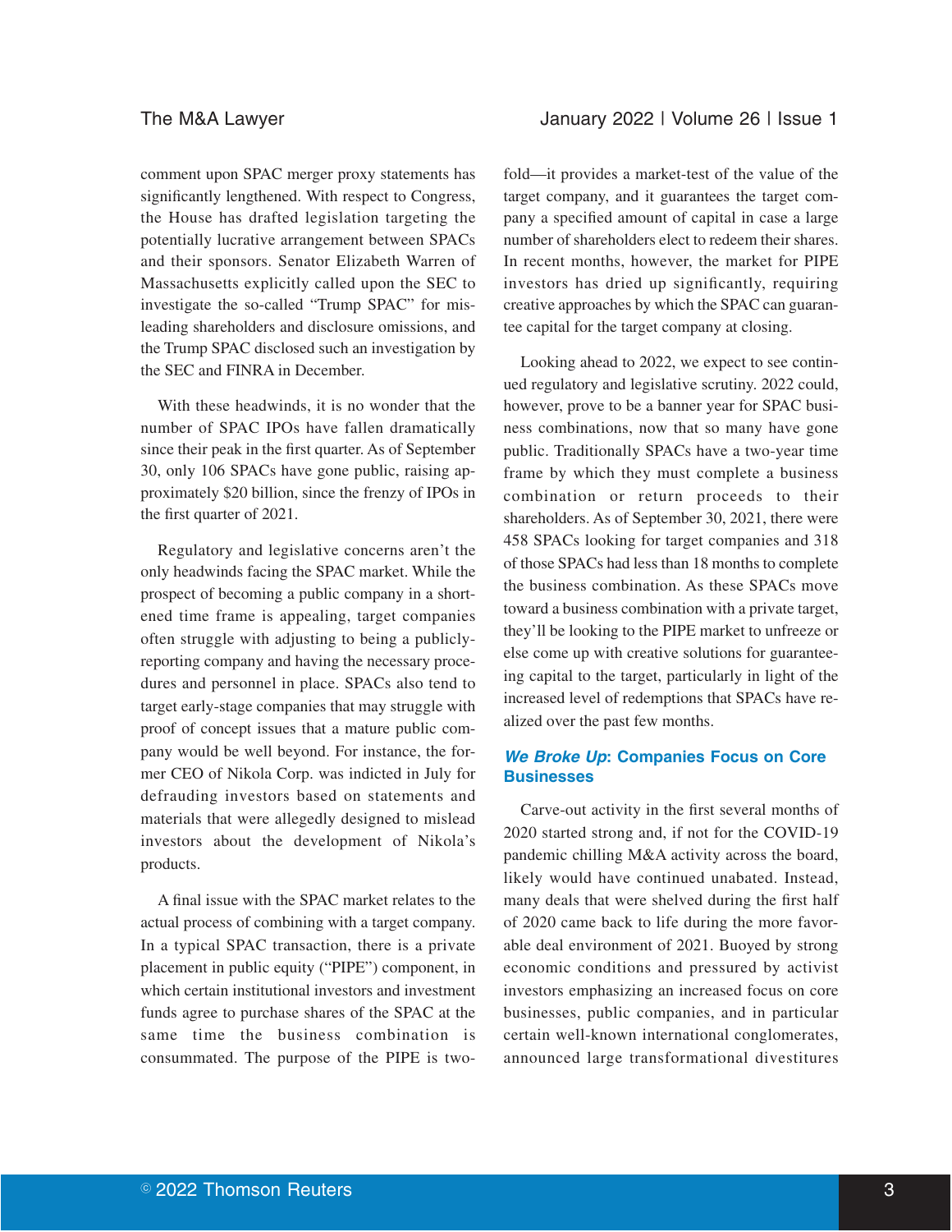comment upon SPAC merger proxy statements has significantly lengthened. With respect to Congress, the House has drafted legislation targeting the potentially lucrative arrangement between SPACs and their sponsors. Senator Elizabeth Warren of Massachusetts explicitly called upon the SEC to investigate the so-called "Trump SPAC" for misleading shareholders and disclosure omissions, and the Trump SPAC disclosed such an investigation by the SEC and FINRA in December.

With these headwinds, it is no wonder that the number of SPAC IPOs have fallen dramatically since their peak in the first quarter. As of September 30, only 106 SPACs have gone public, raising approximately $20 billion, since the frenzy of IPOs in the first quarter of 2021.

Regulatory and legislative concerns aren't the only headwinds facing the SPAC market. While the prospect of becoming a public company in a shortened time frame is appealing, target companies often struggle with adjusting to being a publicly-reporting company and having the necessary procedures and personnel in place. SPACs also tend to target early-stage companies that may struggle with proof of concept issues that a mature public company would be well beyond. For instance, the former CEO of Nikola Corp. was indicted in July for defrauding investors based on statements and materials that were allegedly designed to mislead investors about the development of Nikola's products.

A final issue with the SPAC market relates to the actual process of combining with a target company. In a typical SPAC transaction, there is a private placement in public equity ("PIPE") component, in which certain institutional investors and investment funds agree to purchase shares of the SPAC at the same time the business combination is consummated. The purpose of the PIPE is two-fold—it provides a market-test of the value of the target company, and it guarantees the target company a specified amount of capital in case a large number of shareholders elect to redeem their shares. In recent months, however, the market for PIPE investors has dried up significantly, requiring creative approaches by which the SPAC can guarantee capital for the target company at closing.

Looking ahead to 2022, we expect to see continued regulatory and legislative scrutiny. 2022 could, however, prove to be a banner year for SPAC business combinations, now that so many have gone public. Traditionally SPACs have a two-year time frame by which they must complete a business combination or return proceeds to their shareholders. As of September 30, 2021, there were 458 SPACs looking for target companies and 318 of those SPACs had less than 18 months to complete the business combination. As these SPACs move toward a business combination with a private target, they'll be looking to the PIPE market to unfreeze or else come up with creative solutions for guaranteeing capital to the target, particularly in light of the increased level of redemptions that SPACs have realized over the past few months.

## *We Broke Up*: Companies Focus on Core Businesses

Carve-out activity in the first several months of 2020 started strong and, if not for the COVID-19 pandemic chilling M&A activity across the board, likely would have continued unabated. Instead, many deals that were shelved during the first half of 2020 came back to life during the more favorable deal environment of 2021. Buoyed by strong economic conditions and pressured by activist investors emphasizing an increased focus on core businesses, public companies, and in particular certain well-known international conglomerates, announced large transformational divestitures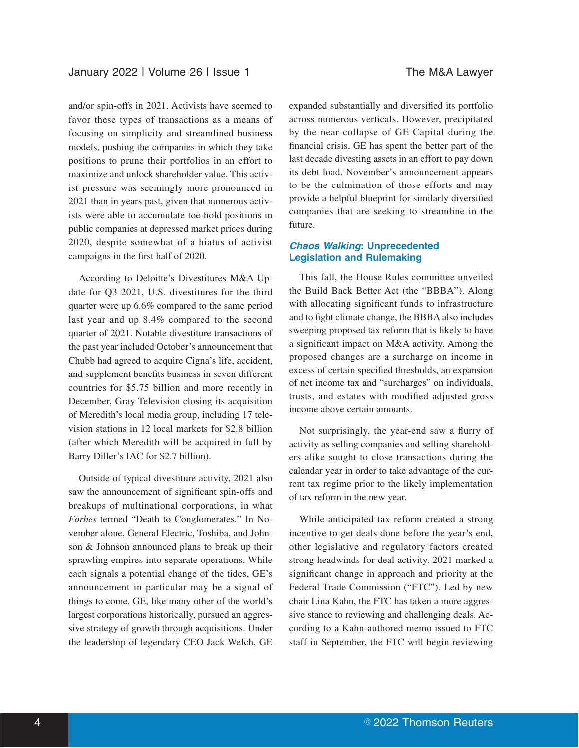and/or spin-offs in 2021. Activists have seemed to favor these types of transactions as a means of focusing on simplicity and streamlined business models, pushing the companies in which they take positions to prune their portfolios in an effort to maximize and unlock shareholder value. This activist pressure was seemingly more pronounced in 2021 than in years past, given that numerous activists were able to accumulate toe-hold positions in public companies at depressed market prices during 2020, despite somewhat of a hiatus of activist campaigns in the first half of 2020.

According to Deloitte's Divestitures M&A Update for Q3 2021, U.S. divestitures for the third quarter were up 6.6% compared to the same period last year and up 8.4% compared to the second quarter of 2021. Notable divestiture transactions of the past year included October's announcement that Chubb had agreed to acquire Cigna's life, accident, and supplement benefits business in seven different countries for $5.75 billion and more recently in December, Gray Television closing its acquisition of Meredith's local media group, including 17 television stations in 12 local markets for $2.8 billion (after which Meredith will be acquired in full by Barry Diller's IAC for $2.7 billion).

Outside of typical divestiture activity, 2021 also saw the announcement of significant spin-offs and breakups of multinational corporations, in what *Forbes* termed "Death to Conglomerates." In November alone, General Electric, Toshiba, and Johnson & Johnson announced plans to break up their sprawling empires into separate operations. While each signals a potential change of the tides, GE's announcement in particular may be a signal of things to come. GE, like many other of the world's largest corporations historically, pursued an aggressive strategy of growth through acquisitions. Under the leadership of legendary CEO Jack Welch, GE expanded substantially and diversified its portfolio across numerous verticals. However, precipitated by the near-collapse of GE Capital during the financial crisis, GE has spent the better part of the last decade divesting assets in an effort to pay down its debt load. November's announcement appears to be the culmination of those efforts and may provide a helpful blueprint for similarly diversified companies that are seeking to streamline in the future.

## *Chaos Walking*: Unprecedented Legislation and Rulemaking

This fall, the House Rules committee unveiled the Build Back Better Act (the "BBBA"). Along with allocating significant funds to infrastructure and to fight climate change, the BBBA also includes sweeping proposed tax reform that is likely to have a significant impact on M&A activity. Among the proposed changes are a surcharge on income in excess of certain specified thresholds, an expansion of net income tax and "surcharges" on individuals, trusts, and estates with modified adjusted gross income above certain amounts.

Not surprisingly, the year-end saw a flurry of activity as selling companies and selling shareholders alike sought to close transactions during the calendar year in order to take advantage of the current tax regime prior to the likely implementation of tax reform in the new year.

While anticipated tax reform created a strong incentive to get deals done before the year's end, other legislative and regulatory factors created strong headwinds for deal activity. 2021 marked a significant change in approach and priority at the Federal Trade Commission ("FTC"). Led by new chair Lina Kahn, the FTC has taken a more aggressive stance to reviewing and challenging deals. According to a Kahn-authored memo issued to FTC staff in September, the FTC will begin reviewing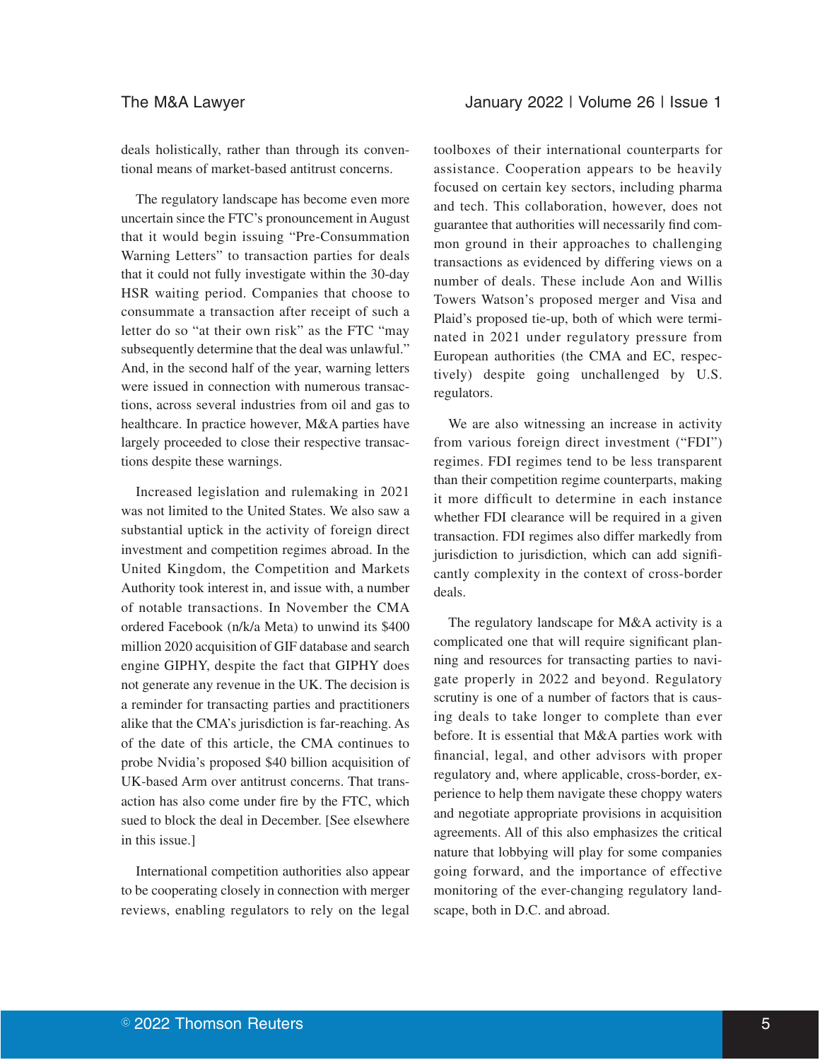deals holistically, rather than through its conventional means of market-based antitrust concerns.

The regulatory landscape has become even more uncertain since the FTC's pronouncement in August that it would begin issuing "Pre-Consummation Warning Letters" to transaction parties for deals that it could not fully investigate within the 30-day HSR waiting period. Companies that choose to consummate a transaction after receipt of such a letter do so "at their own risk" as the FTC "may subsequently determine that the deal was unlawful." And, in the second half of the year, warning letters were issued in connection with numerous transactions, across several industries from oil and gas to healthcare. In practice however, M&A parties have largely proceeded to close their respective transactions despite these warnings.

Increased legislation and rulemaking in 2021 was not limited to the United States. We also saw a substantial uptick in the activity of foreign direct investment and competition regimes abroad. In the United Kingdom, the Competition and Markets Authority took interest in, and issue with, a number of notable transactions. In November the CMA ordered Facebook (n/k/a Meta) to unwind its $400 million 2020 acquisition of GIF database and search engine GIPHY, despite the fact that GIPHY does not generate any revenue in the UK. The decision is a reminder for transacting parties and practitioners alike that the CMA's jurisdiction is far-reaching. As of the date of this article, the CMA continues to probe Nvidia's proposed $40 billion acquisition of UK-based Arm over antitrust concerns. That transaction has also come under fire by the FTC, which sued to block the deal in December. [See elsewhere in this issue.]

International competition authorities also appear to be cooperating closely in connection with merger reviews, enabling regulators to rely on the legal toolboxes of their international counterparts for assistance. Cooperation appears to be heavily focused on certain key sectors, including pharma and tech. This collaboration, however, does not guarantee that authorities will necessarily find common ground in their approaches to challenging transactions as evidenced by differing views on a number of deals. These include Aon and Willis Towers Watson's proposed merger and Visa and Plaid's proposed tie-up, both of which were terminated in 2021 under regulatory pressure from European authorities (the CMA and EC, respectively) despite going unchallenged by U.S. regulators.

We are also witnessing an increase in activity from various foreign direct investment ("FDI") regimes. FDI regimes tend to be less transparent than their competition regime counterparts, making it more difficult to determine in each instance whether FDI clearance will be required in a given transaction. FDI regimes also differ markedly from jurisdiction to jurisdiction, which can add significantly complexity in the context of cross-border deals.

The regulatory landscape for M&A activity is a complicated one that will require significant planning and resources for transacting parties to navigate properly in 2022 and beyond. Regulatory scrutiny is one of a number of factors that is causing deals to take longer to complete than ever before. It is essential that M&A parties work with financial, legal, and other advisors with proper regulatory and, where applicable, cross-border, experience to help them navigate these choppy waters and negotiate appropriate provisions in acquisition agreements. All of this also emphasizes the critical nature that lobbying will play for some companies going forward, and the importance of effective monitoring of the ever-changing regulatory landscape, both in D.C. and abroad.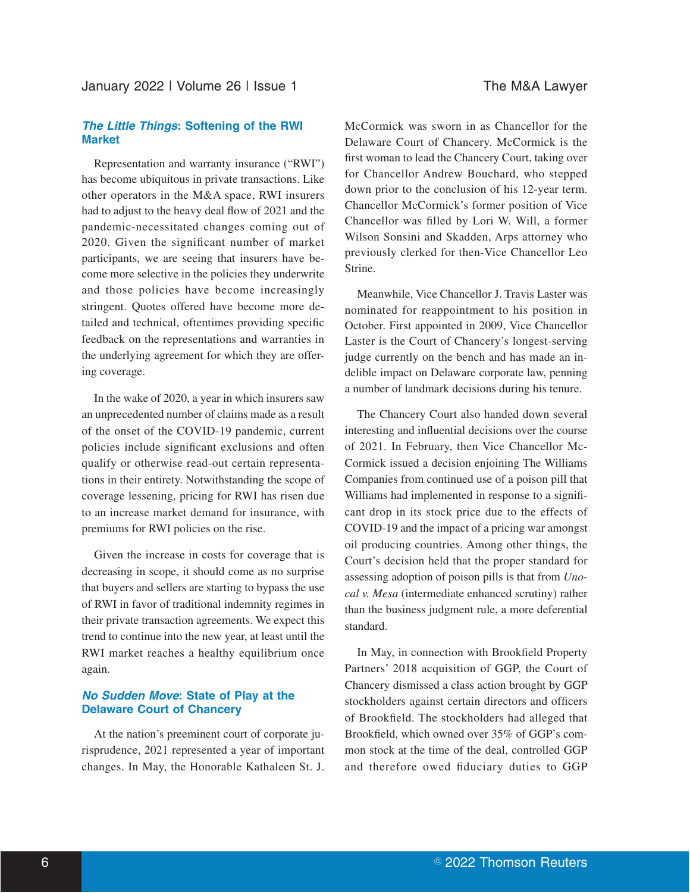### *The Little Things*: Softening of the RWI Market

Representation and warranty insurance ("RWI") has become ubiquitous in private transactions. Like other operators in the M&A space, RWI insurers had to adjust to the heavy deal flow of 2021 and the pandemic-necessitated changes coming out of 2020. Given the significant number of market participants, we are seeing that insurers have become more selective in the policies they underwrite and those policies have become increasingly stringent. Quotes offered have become more detailed and technical, oftentimes providing specific feedback on the representations and warranties in the underlying agreement for which they are offering coverage.

In the wake of 2020, a year in which insurers saw an unprecedented number of claims made as a result of the onset of the COVID-19 pandemic, current policies include significant exclusions and often qualify or otherwise read-out certain representations in their entirety. Notwithstanding the scope of coverage lessening, pricing for RWI has risen due to an increase market demand for insurance, with premiums for RWI policies on the rise.

Given the increase in costs for coverage that is decreasing in scope, it should come as no surprise that buyers and sellers are starting to bypass the use of RWI in favor of traditional indemnity regimes in their private transaction agreements. We expect this trend to continue into the new year, at least until the RWI market reaches a healthy equilibrium once again.

### *No Sudden Move*: State of Play at the Delaware Court of Chancery

At the nation's preeminent court of corporate jurisprudence, 2021 represented a year of important changes. In May, the Honorable Kathaleen St. J. McCormick was sworn in as Chancellor for the Delaware Court of Chancery. McCormick is the first woman to lead the Chancery Court, taking over for Chancellor Andrew Bouchard, who stepped down prior to the conclusion of his 12-year term. Chancellor McCormick's former position of Vice Chancellor was filled by Lori W. Will, a former Wilson Sonsini and Skadden, Arps attorney who previously clerked for then-Vice Chancellor Leo Strine.

Meanwhile, Vice Chancellor J. Travis Laster was nominated for reappointment to his position in October. First appointed in 2009, Vice Chancellor Laster is the Court of Chancery's longest-serving judge currently on the bench and has made an indelible impact on Delaware corporate law, penning a number of landmark decisions during his tenure.

The Chancery Court also handed down several interesting and influential decisions over the course of 2021. In February, then Vice Chancellor McCormick issued a decision enjoining The Williams Companies from continued use of a poison pill that Williams had implemented in response to a significant drop in its stock price due to the effects of COVID-19 and the impact of a pricing war amongst oil producing countries. Among other things, the Court's decision held that the proper standard for assessing adoption of poison pills is that from *Unocal v. Mesa* (intermediate enhanced scrutiny) rather than the business judgment rule, a more deferential standard.

In May, in connection with Brookfield Property Partners' 2018 acquisition of GGP, the Court of Chancery dismissed a class action brought by GGP stockholders against certain directors and officers of Brookfield. The stockholders had alleged that Brookfield, which owned over 35% of GGP's common stock at the time of the deal, controlled GGP and therefore owed fiduciary duties to GGP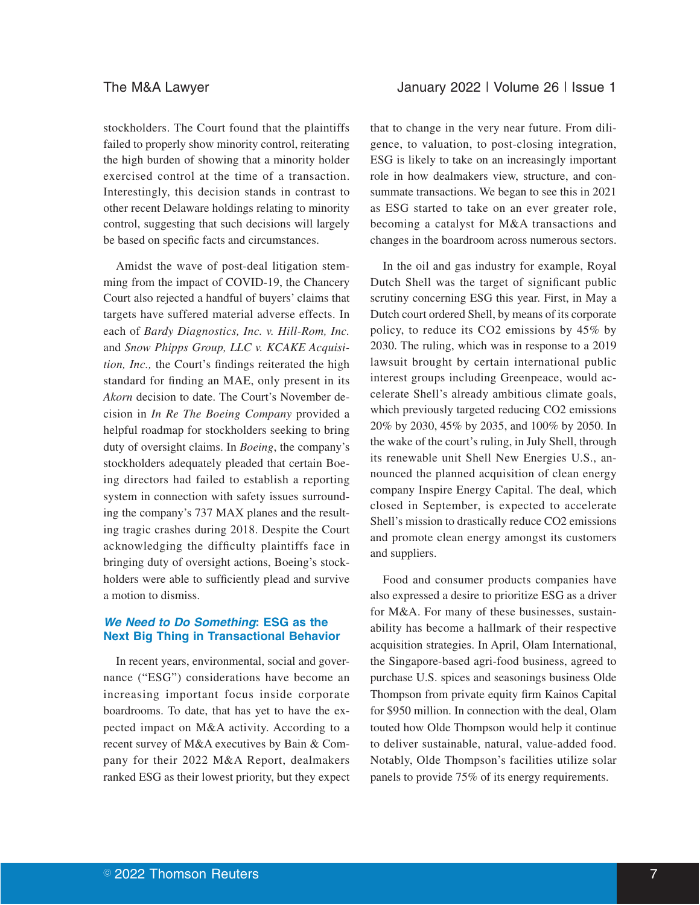stockholders. The Court found that the plaintiffs failed to properly show minority control, reiterating the high burden of showing that a minority holder exercised control at the time of a transaction. Interestingly, this decision stands in contrast to other recent Delaware holdings relating to minority control, suggesting that such decisions will largely be based on specific facts and circumstances.

Amidst the wave of post-deal litigation stemming from the impact of COVID-19, the Chancery Court also rejected a handful of buyers' claims that targets have suffered material adverse effects. In each of *Bardy Diagnostics, Inc. v. Hill-Rom, Inc.* and *Snow Phipps Group, LLC v. KCAKE Acquisition, Inc.,* the Court's findings reiterated the high standard for finding an MAE, only present in its *Akorn* decision to date. The Court's November decision in *In Re The Boeing Company* provided a helpful roadmap for stockholders seeking to bring duty of oversight claims. In *Boeing*, the company's stockholders adequately pleaded that certain Boeing directors had failed to establish a reporting system in connection with safety issues surrounding the company's 737 MAX planes and the resulting tragic crashes during 2018. Despite the Court acknowledging the difficulty plaintiffs face in bringing duty of oversight actions, Boeing's stockholders were able to sufficiently plead and survive a motion to dismiss.

### *We Need to Do Something*: ESG as the Next Big Thing in Transactional Behavior

In recent years, environmental, social and governance ("ESG") considerations have become an increasing important focus inside corporate boardrooms. To date, that has yet to have the expected impact on M&A activity. According to a recent survey of M&A executives by Bain & Company for their 2022 M&A Report, dealmakers ranked ESG as their lowest priority, but they expect that to change in the very near future. From diligence, to valuation, to post-closing integration, ESG is likely to take on an increasingly important role in how dealmakers view, structure, and consummate transactions. We began to see this in 2021 as ESG started to take on an ever greater role, becoming a catalyst for M&A transactions and changes in the boardroom across numerous sectors.

In the oil and gas industry for example, Royal Dutch Shell was the target of significant public scrutiny concerning ESG this year. First, in May a Dutch court ordered Shell, by means of its corporate policy, to reduce its $CO_2$ emissions by 45% by 2030. The ruling, which was in response to a 2019 lawsuit brought by certain international public interest groups including Greenpeace, would accelerate Shell's already ambitious climate goals, which previously targeted reducing $CO_2$ emissions 20% by 2030, 45% by 2035, and 100% by 2050. In the wake of the court's ruling, in July Shell, through its renewable unit Shell New Energies U.S., announced the planned acquisition of clean energy company Inspire Energy Capital. The deal, which closed in September, is expected to accelerate Shell's mission to drastically reduce $CO_2$ emissions and promote clean energy amongst its customers and suppliers.

Food and consumer products companies have also expressed a desire to prioritize ESG as a driver for M&A. For many of these businesses, sustainability has become a hallmark of their respective acquisition strategies. In April, Olam International, the Singapore-based agri-food business, agreed to purchase U.S. spices and seasonings business Olde Thompson from private equity firm Kainos Capital for $950 million. In connection with the deal, Olam touted how Olde Thompson would help it continue to deliver sustainable, natural, value-added food. Notably, Olde Thompson's facilities utilize solar panels to provide 75% of its energy requirements.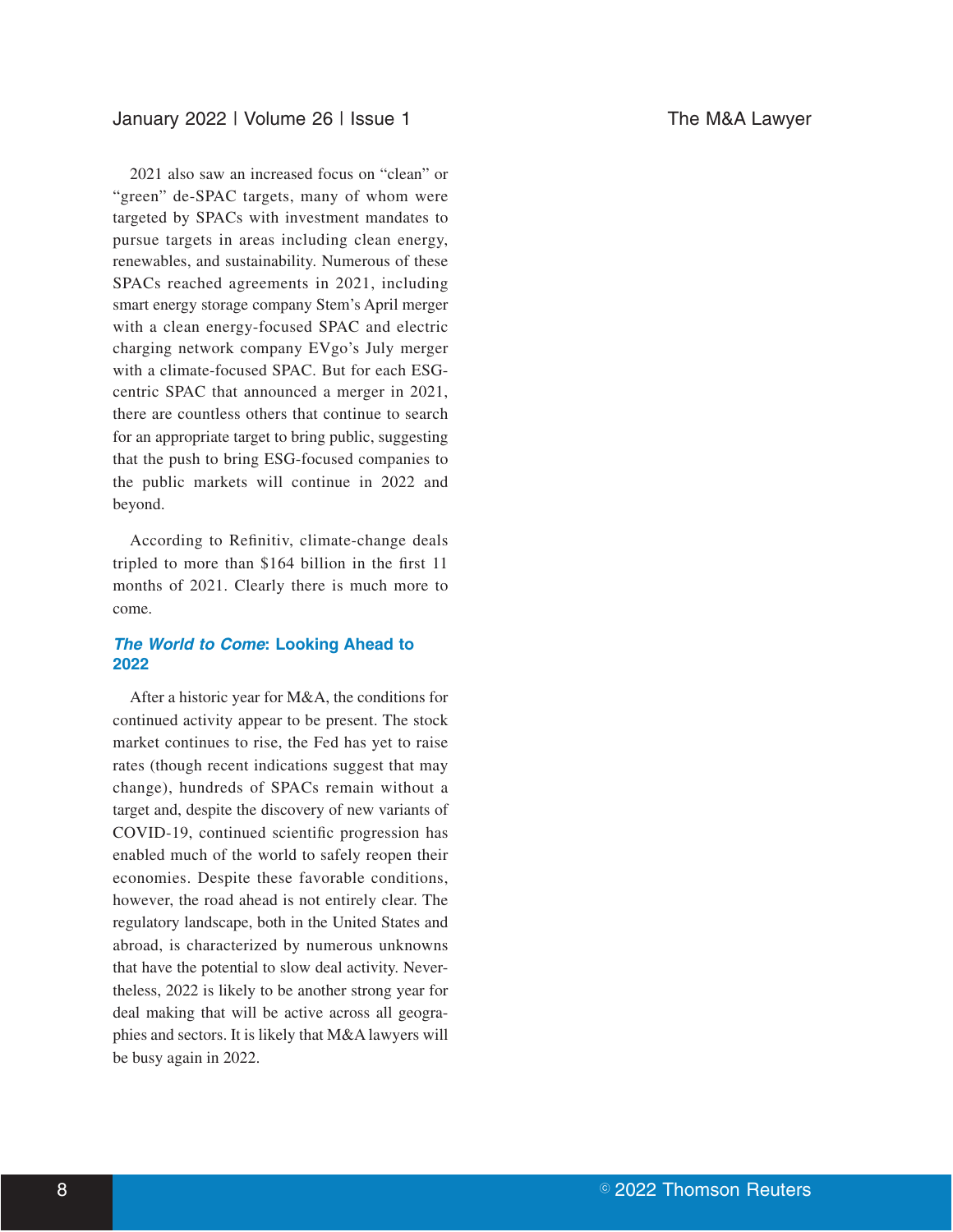2021 also saw an increased focus on "clean" or "green" de-SPAC targets, many of whom were targeted by SPACs with investment mandates to pursue targets in areas including clean energy, renewables, and sustainability. Numerous of these SPACs reached agreements in 2021, including smart energy storage company Stem's April merger with a clean energy-focused SPAC and electric charging network company EVgo's July merger with a climate-focused SPAC. But for each ESG-centric SPAC that announced a merger in 2021, there are countless others that continue to search for an appropriate target to bring public, suggesting that the push to bring ESG-focused companies to the public markets will continue in 2022 and beyond.

According to Refinitiv, climate-change deals tripled to more than $164 billion in the first 11 months of 2021. Clearly there is much more to come.

### *The World to Come*: Looking Ahead to 2022

After a historic year for M&A, the conditions for continued activity appear to be present. The stock market continues to rise, the Fed has yet to raise rates (though recent indications suggest that may change), hundreds of SPACs remain without a target and, despite the discovery of new variants of COVID-19, continued scientific progression has enabled much of the world to safely reopen their economies. Despite these favorable conditions, however, the road ahead is not entirely clear. The regulatory landscape, both in the United States and abroad, is characterized by numerous unknowns that have the potential to slow deal activity. Nevertheless, 2022 is likely to be another strong year for deal making that will be active across all geographies and sectors. It is likely that M&A lawyers will be busy again in 2022.